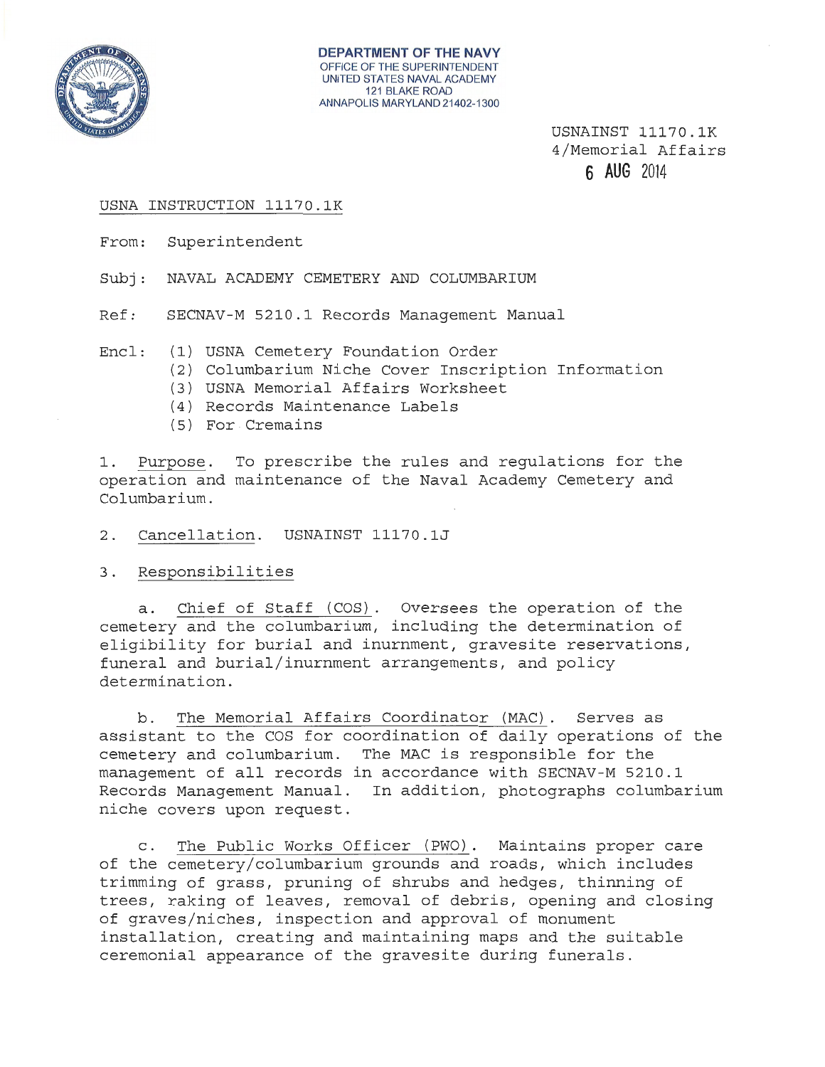DEPARTMENT OF THE NAVY
OFFICE OF THE SUPERINTENDENT
UNITED STATES NAVAL ACADEMY
121 BLAKE ROAD
ANNAPOLIS MARYLAND 21402-1300

USNAINST 11170.1K
4/Memorial Affairs
6 AUG 2014

USNA INSTRUCTION 11170.1K

From: Superintendent

Subj: NAVAL ACADEMY CEMETERY AND COLUMBARIUM

Ref: SECNAV-M 5210.1 Records Management Manual

Encl: (1) USNA Cemetery Foundation Order
(2) Columbarium Niche Cover Inscription Information
(3) USNA Memorial Affairs Worksheet
(4) Records Maintenance Labels
(5) For Cremains

1. Purpose. To prescribe the rules and regulations for the operation and maintenance of the Naval Academy Cemetery and Columbarium.

2. Cancellation. USNAINST 11170.1J

3. Responsibilities

a. Chief of Staff (COS). Oversees the operation of the cemetery and the columbarium, including the determination of eligibility for burial and inurnment, gravesite reservations, funeral and burial/inurnment arrangements, and policy determination.

b. The Memorial Affairs Coordinator (MAC). Serves as assistant to the COS for coordination of daily operations of the cemetery and columbarium. The MAC is responsible for the management of all records in accordance with SECNAV-M 5210.1 Records Management Manual. In addition, photographs columbarium niche covers upon request.

c. The Public Works Officer (PWO). Maintains proper care of the cemetery/columbarium grounds and roads, which includes trimming of grass, pruning of shrubs and hedges, thinning of trees, raking of leaves, removal of debris, opening and closing of graves/niches, inspection and approval of monument installation, creating and maintaining maps and the suitable ceremonial appearance of the gravesite during funerals.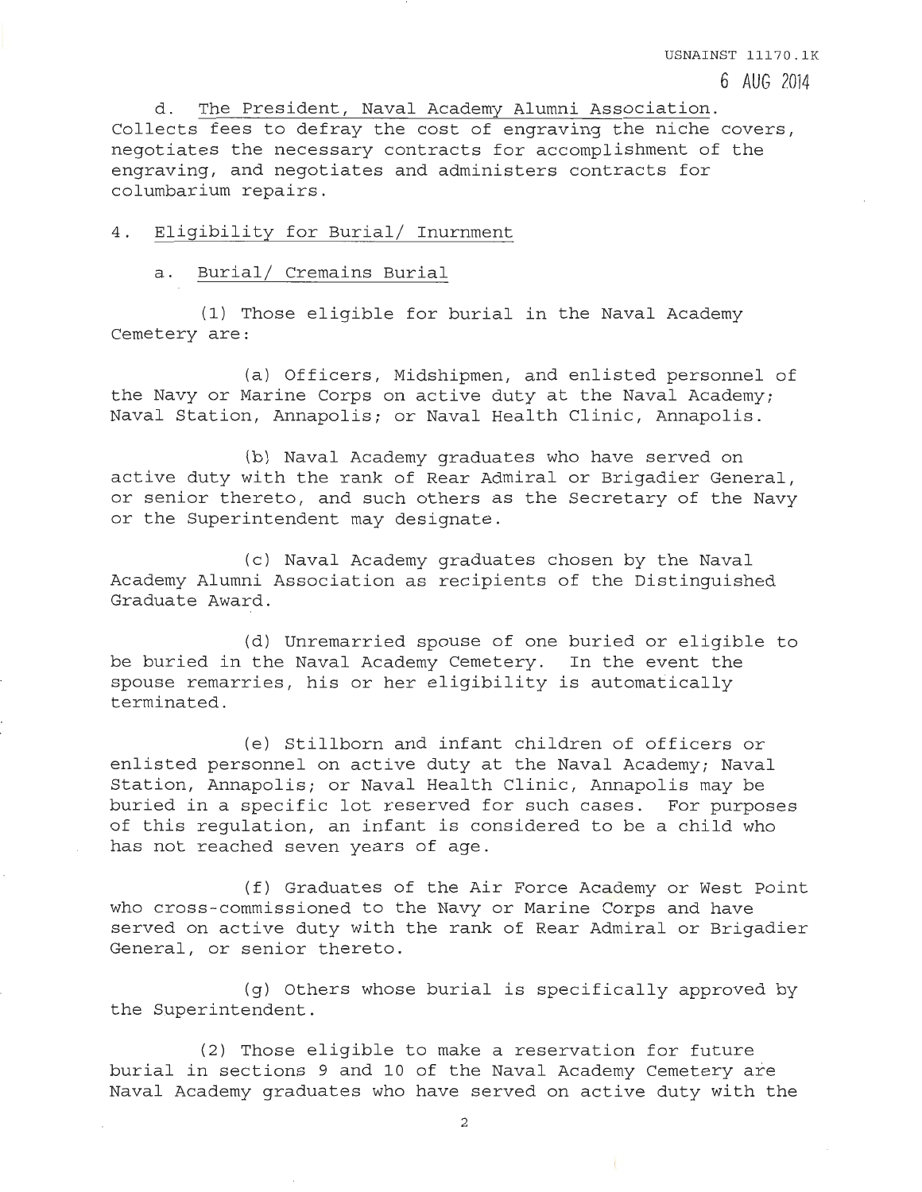d. The President, Naval Academy Alumni Association. Collects fees to defray the cost of engraving the niche covers, negotiates the necessary contracts for accomplishment of the engraving, and negotiates and administers contracts for columbarium repairs.

4. Eligibility for Burial/ Inurnment

a. Burial/ Cremains Burial

(1) Those eligible for burial in the Naval Academy Cemetery are:

(a) Officers, Midshipmen, and enlisted personnel of the Navy or Marine Corps on active duty at the Naval Academy; Naval Station, Annapolis; or Naval Health Clinic, Annapolis.

(b) Naval Academy graduates who have served on active duty with the rank of Rear Admiral or Brigadier General, or senior thereto, and such others as the Secretary of the Navy or the Superintendent may designate.

(c) Naval Academy graduates chosen by the Naval Academy Alumni Association as recipients of the Distinguished Graduate Award.

(d) Unremarried spouse of one buried or eligible to be buried in the Naval Academy Cemetery. In the event the spouse remarries, his or her eligibility is automatically terminated.

(e) Stillborn and infant children of officers or enlisted personnel on active duty at the Naval Academy; Naval Station, Annapolis; or Naval Health Clinic, Annapolis may be buried in a specific lot reserved for such cases. For purposes of this regulation, an infant is considered to be a child who has not reached seven years of age.

(f) Graduates of the Air Force Academy or West Point who cross-commissioned to the Navy or Marine Corps and have served on active duty with the rank of Rear Admiral or Brigadier General, or senior thereto.

(g) Others whose burial is specifically approved by the Superintendent.

(2) Those eligible to make a reservation for future burial in sections 9 and 10 of the Naval Academy Cemetery are Naval Academy graduates who have served on active duty with the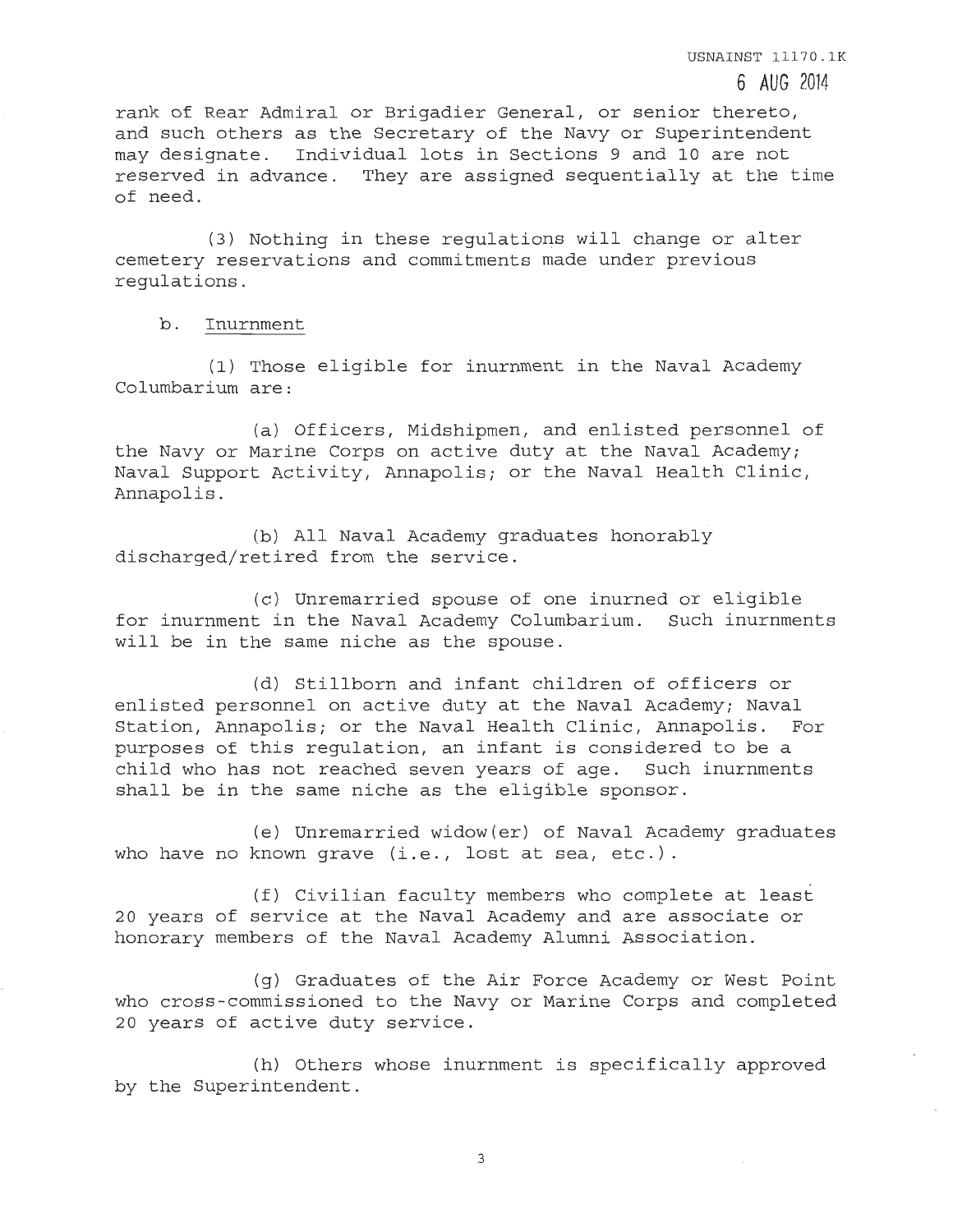rank of Rear Admiral or Brigadier General, or senior thereto, and such others as the Secretary of the Navy or Superintendent may designate. Individual lots in Sections 9 and 10 are not reserved in advance. They are assigned sequentially at the time of need.

(3) Nothing in these regulations will change or alter cemetery reservations and commitments made under previous regulations.

b. Inurnment

(1) Those eligible for inurnment in the Naval Academy Columbarium are:

(a) Officers, Midshipmen, and enlisted personnel of the Navy or Marine Corps on active duty at the Naval Academy; Naval Support Activity, Annapolis; or the Naval Health Clinic, Annapolis.

(b) All Naval Academy graduates honorably discharged/retired from the service.

(c) Unremarried spouse of one inurned or eligible for inurnment in the Naval Academy Columbarium. Such inurnments will be in the same niche as the spouse.

(d) Stillborn and infant children of officers or enlisted personnel on active duty at the Naval Academy; Naval Station, Annapolis; or the Naval Health Clinic, Annapolis. For purposes of this regulation, an infant is considered to be a child who has not reached seven years of age. Such inurnments shall be in the same niche as the eligible sponsor.

(e) Unremarried widow(er) of Naval Academy graduates who have no known grave (i.e., lost at sea, etc.).

(f) Civilian faculty members who complete at least 20 years of service at the Naval Academy and are associate or honorary members of the Naval Academy Alumni Association.

(g) Graduates of the Air Force Academy or West Point who cross-commissioned to the Navy or Marine Corps and completed 20 years of active duty service.

(h) Others whose inurnment is specifically approved by the Superintendent.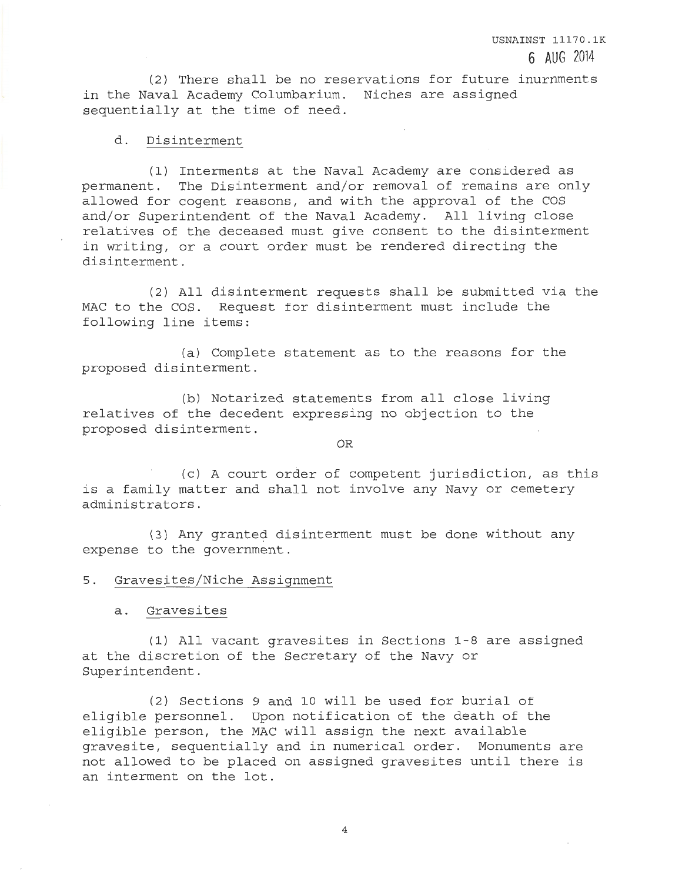(2) There shall be no reservations for future inurnments in the Naval Academy Columbarium. Niches are assigned sequentially at the time of need.

d. Disinterment

(1) Interments at the Naval Academy are considered as permanent. The Disinterment and/or removal of remains are only allowed for cogent reasons, and with the approval of the COS and/or Superintendent of the Naval Academy. All living close relatives of the deceased must give consent to the disinterment in writing, or a court order must be rendered directing the disinterment.

(2) All disinterment requests shall be submitted via the MAC to the COS. Request for disinterment must include the following line items:

(a) Complete statement as to the reasons for the proposed disinterment.

(b) Notarized statements from all close living relatives of the decedent expressing no objection to the proposed disinterment.

OR

(c) A court order of competent jurisdiction, as this is a family matter and shall not involve any Navy or cemetery administrators.

(3) Any granted disinterment must be done without any expense to the government.

5. Gravesites/Niche Assignment

a. Gravesites

(1) All vacant gravesites in Sections 1-8 are assigned at the discretion of the Secretary of the Navy or Superintendent.

(2) Sections 9 and 10 will be used for burial of eligible personnel. Upon notification of the death of the eligible person, the MAC will assign the next available gravesite, sequentially and in numerical order. Monuments are not allowed to be placed on assigned gravesites until there is an interment on the lot.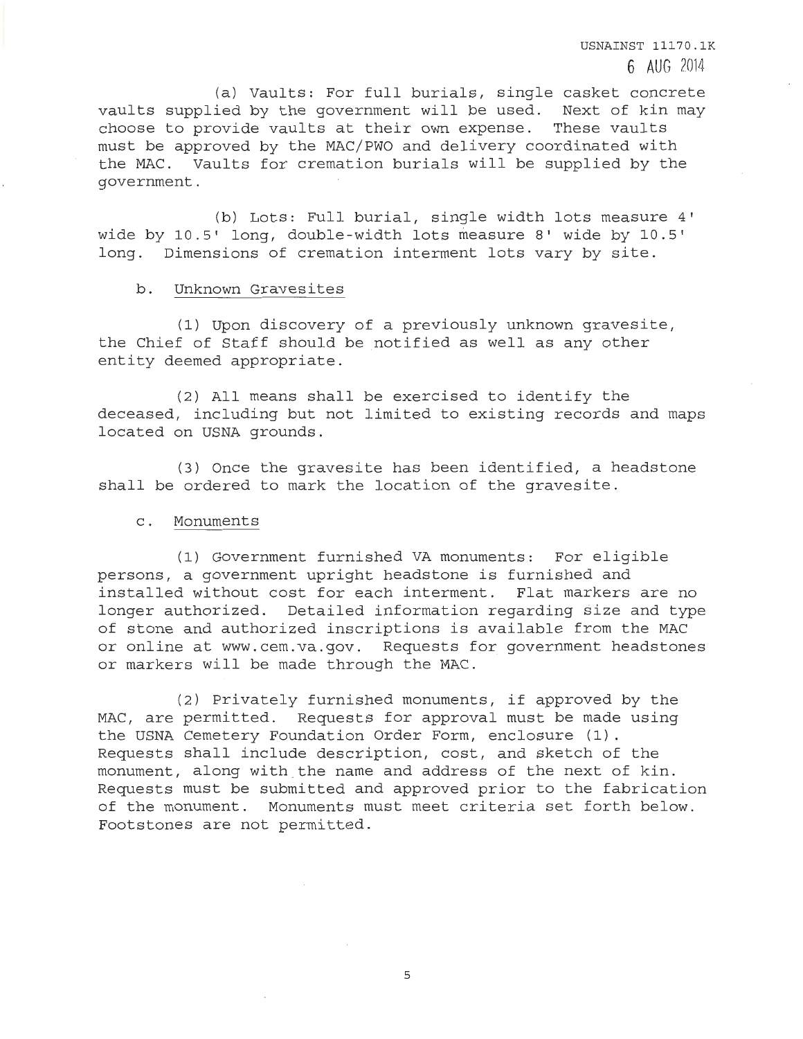(a) Vaults: For full burials, single casket concrete vaults supplied by the government will be used. Next of kin may choose to provide vaults at their own expense. These vaults must be approved by the MAC/PWO and delivery coordinated with the MAC. Vaults for cremation burials will be supplied by the government.

(b) Lots: Full burial, single width lots measure 4' wide by 10.5' long, double-width lots measure 8' wide by 10.5' long. Dimensions of cremation interment lots vary by site.

b. Unknown Gravesites

(1) Upon discovery of a previously unknown gravesite, the Chief of Staff should be notified as well as any other entity deemed appropriate.

(2) All means shall be exercised to identify the deceased, including but not limited to existing records and maps located on USNA grounds.

(3) Once the gravesite has been identified, a headstone shall be ordered to mark the location of the gravesite.

c. Monuments

(1) Government furnished VA monuments: For eligible persons, a government upright headstone is furnished and installed without cost for each interment. Flat markers are no longer authorized. Detailed information regarding size and type of stone and authorized inscriptions is available from the MAC or online at www.cem.va.gov. Requests for government headstones or markers will be made through the MAC.

(2) Privately furnished monuments, if approved by the MAC, are permitted. Requests for approval must be made using the USNA Cemetery Foundation Order Form, enclosure (1). Requests shall include description, cost, and sketch of the monument, along with the name and address of the next of kin. Requests must be submitted and approved prior to the fabrication of the monument. Monuments must meet criteria set forth below. Footstones are not permitted.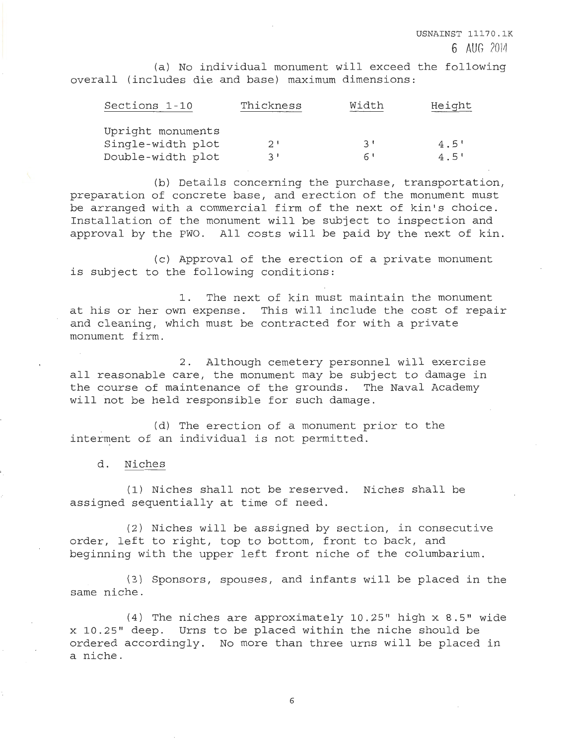(a) No individual monument will exceed the following overall (includes die and base) maximum dimensions:

| Sections 1-10 | Thickness | Width | Height |
|---|---|---|---|
| Upright monuments | | | |
| Single-width plot | 2' | 3' | 4.5' |
| Double-width plot | 3' | 6' | 4.5' |

(b) Details concerning the purchase, transportation, preparation of concrete base, and erection of the monument must be arranged with a commercial firm of the next of kin's choice. Installation of the monument will be subject to inspection and approval by the PWO. All costs will be paid by the next of kin.

(c) Approval of the erection of a private monument is subject to the following conditions:

1. The next of kin must maintain the monument at his or her own expense. This will include the cost of repair and cleaning, which must be contracted for with a private monument firm.

2. Although cemetery personnel will exercise all reasonable care, the monument may be subject to damage in the course of maintenance of the grounds. The Naval Academy will not be held responsible for such damage.

(d) The erection of a monument prior to the interment of an individual is not permitted.

d. Niches

(1) Niches shall not be reserved. Niches shall be assigned sequentially at time of need.

(2) Niches will be assigned by section, in consecutive order, left to right, top to bottom, front to back, and beginning with the upper left front niche of the columbarium.

(3) Sponsors, spouses, and infants will be placed in the same niche.

(4) The niches are approximately 10.25" high x 8.5" wide x 10.25" deep. Urns to be placed within the niche should be ordered accordingly. No more than three urns will be placed in a niche.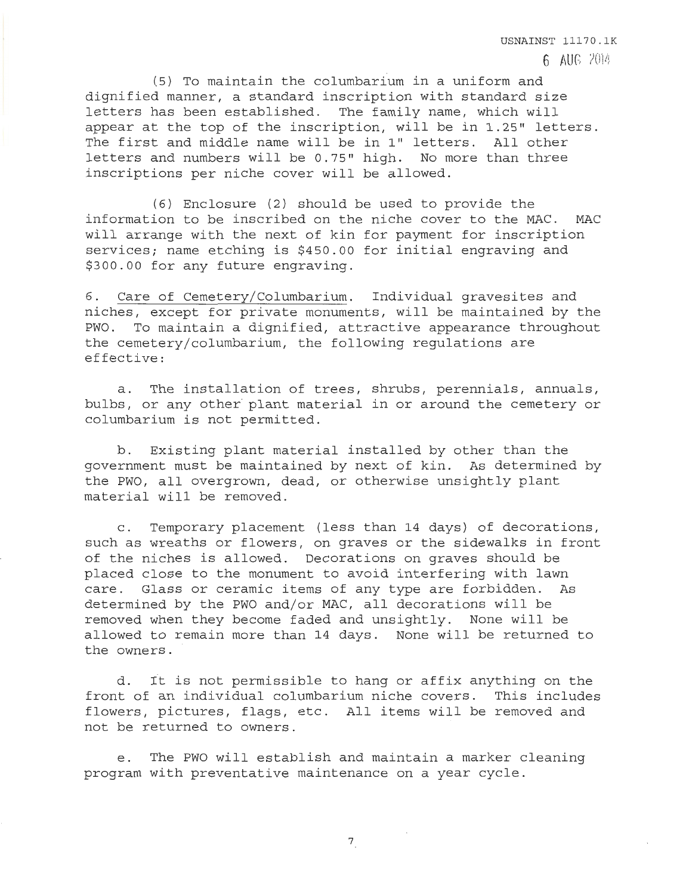(5) To maintain the columbarium in a uniform and dignified manner, a standard inscription with standard size letters has been established. The family name, which will appear at the top of the inscription, will be in 1.25" letters. The first and middle name will be in 1" letters. All other letters and numbers will be 0.75" high. No more than three inscriptions per niche cover will be allowed.

(6) Enclosure (2) should be used to provide the information to be inscribed on the niche cover to the MAC. MAC will arrange with the next of kin for payment for inscription services; name etching is $450.00 for initial engraving and $300.00 for any future engraving.

6. Care of Cemetery/Columbarium. Individual gravesites and niches, except for private monuments, will be maintained by the PWO. To maintain a dignified, attractive appearance throughout the cemetery/columbarium, the following regulations are effective:

a. The installation of trees, shrubs, perennials, annuals, bulbs, or any other plant material in or around the cemetery or columbarium is not permitted.

b. Existing plant material installed by other than the government must be maintained by next of kin. As determined by the PWO, all overgrown, dead, or otherwise unsightly plant material will be removed.

c. Temporary placement (less than 14 days) of decorations, such as wreaths or flowers, on graves or the sidewalks in front of the niches is allowed. Decorations on graves should be placed close to the monument to avoid interfering with lawn care. Glass or ceramic items of any type are forbidden. As determined by the PWO and/or MAC, all decorations will be removed when they become faded and unsightly. None will be allowed to remain more than 14 days. None will be returned to the owners.

d. It is not permissible to hang or affix anything on the front of an individual columbarium niche covers. This includes flowers, pictures, flags, etc. All items will be removed and not be returned to owners.

e. The PWO will establish and maintain a marker cleaning program with preventative maintenance on a year cycle.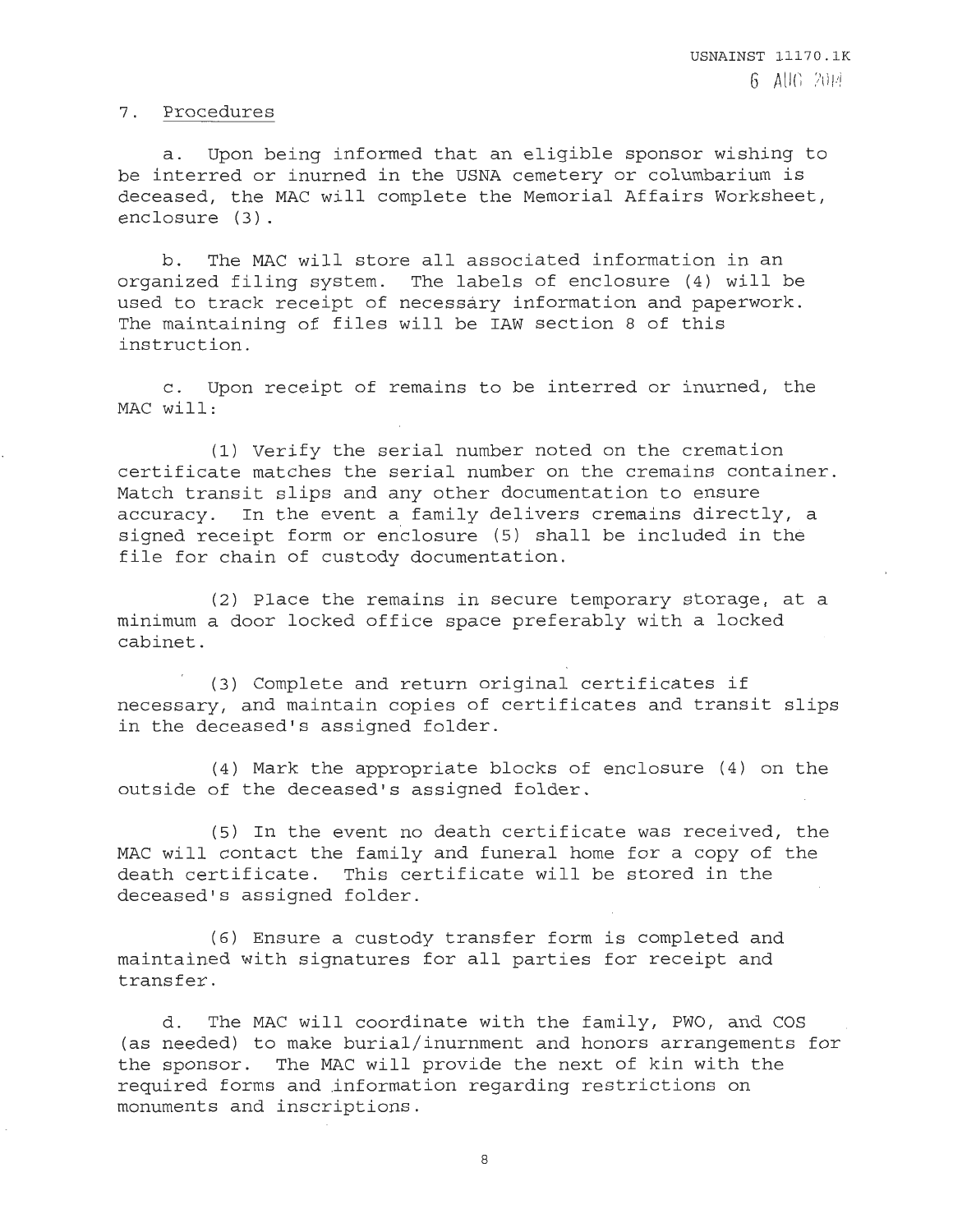7. Procedures

a. Upon being informed that an eligible sponsor wishing to be interred or inurned in the USNA cemetery or columbarium is deceased, the MAC will complete the Memorial Affairs Worksheet, enclosure (3).

b. The MAC will store all associated information in an organized filing system. The labels of enclosure (4) will be used to track receipt of necessary information and paperwork. The maintaining of files will be IAW section 8 of this instruction.

c. Upon receipt of remains to be interred or inurned, the MAC will:

(1) Verify the serial number noted on the cremation certificate matches the serial number on the cremains container. Match transit slips and any other documentation to ensure accuracy. In the event a family delivers cremains directly, a signed receipt form or enclosure (5) shall be included in the file for chain of custody documentation.

(2) Place the remains in secure temporary storage, at a minimum a door locked office space preferably with a locked cabinet.

(3) Complete and return original certificates if necessary, and maintain copies of certificates and transit slips in the deceased's assigned folder.

(4) Mark the appropriate blocks of enclosure (4) on the outside of the deceased's assigned folder.

(5) In the event no death certificate was received, the MAC will contact the family and funeral home for a copy of the death certificate. This certificate will be stored in the deceased's assigned folder.

(6) Ensure a custody transfer form is completed and maintained with signatures for all parties for receipt and transfer.

d. The MAC will coordinate with the family, PWO, and COS (as needed) to make burial/inurnment and honors arrangements for the sponsor. The MAC will provide the next of kin with the required forms and information regarding restrictions on monuments and inscriptions.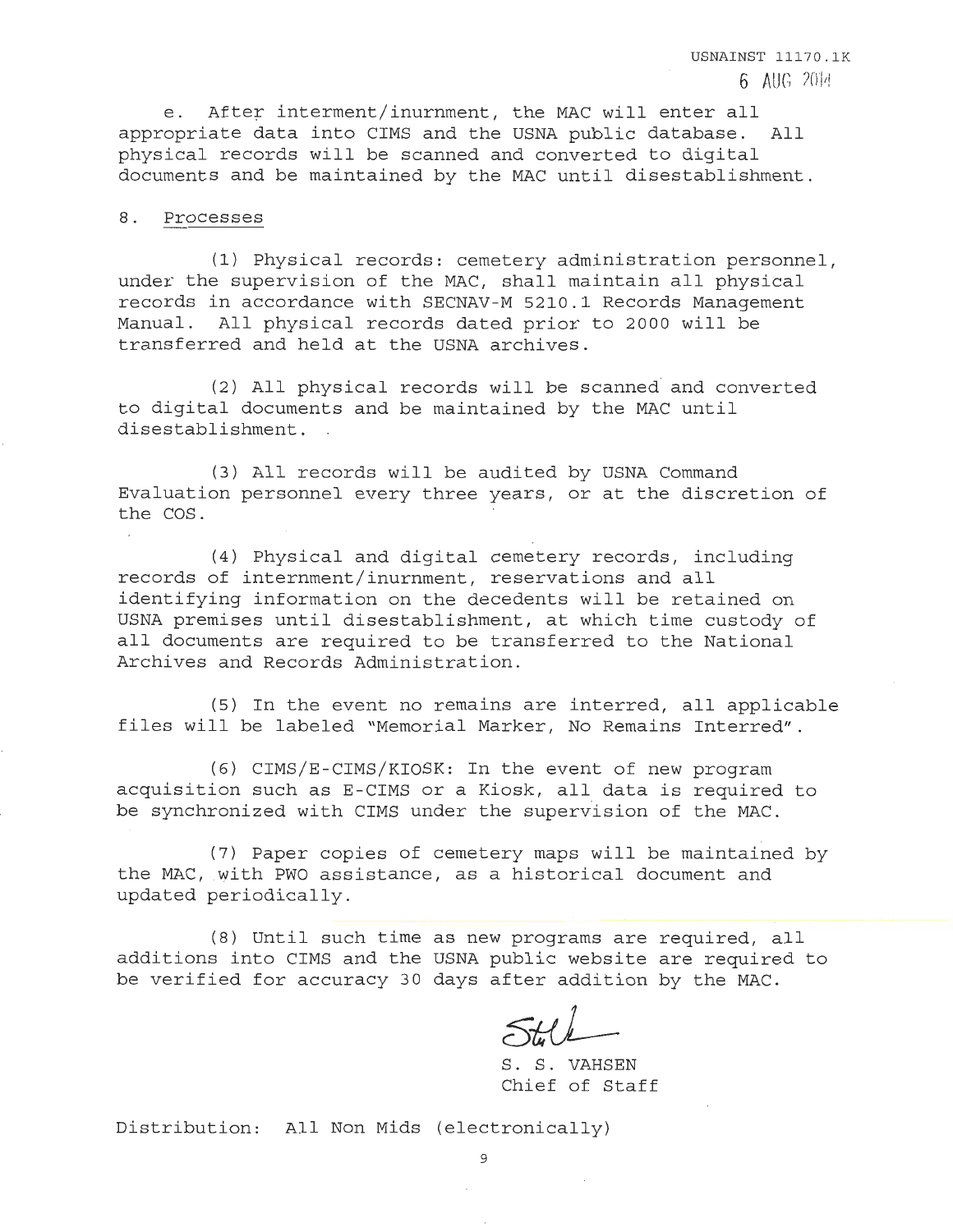e. After interment/inurnment, the MAC will enter all appropriate data into CIMS and the USNA public database. All physical records will be scanned and converted to digital documents and be maintained by the MAC until disestablishment.

8. Processes

(1) Physical records: cemetery administration personnel, under the supervision of the MAC, shall maintain all physical records in accordance with SECNAV-M 5210.1 Records Management Manual. All physical records dated prior to 2000 will be transferred and held at the USNA archives.

(2) All physical records will be scanned and converted to digital documents and be maintained by the MAC until disestablishment.

(3) All records will be audited by USNA Command Evaluation personnel every three years, or at the discretion of the COS.

(4) Physical and digital cemetery records, including records of internment/inurnment, reservations and all identifying information on the decedents will be retained on USNA premises until disestablishment, at which time custody of all documents are required to be transferred to the National Archives and Records Administration.

(5) In the event no remains are interred, all applicable files will be labeled "Memorial Marker, No Remains Interred".

(6) CIMS/E-CIMS/KIOSK: In the event of new program acquisition such as E-CIMS or a Kiosk, all data is required to be synchronized with CIMS under the supervision of the MAC.

(7) Paper copies of cemetery maps will be maintained by the MAC, with PWO assistance, as a historical document and updated periodically.

(8) Until such time as new programs are required, all additions into CIMS and the USNA public website are required to be verified for accuracy 30 days after addition by the MAC.

S. S. VAHSEN
Chief of Staff

Distribution: All Non Mids (electronically)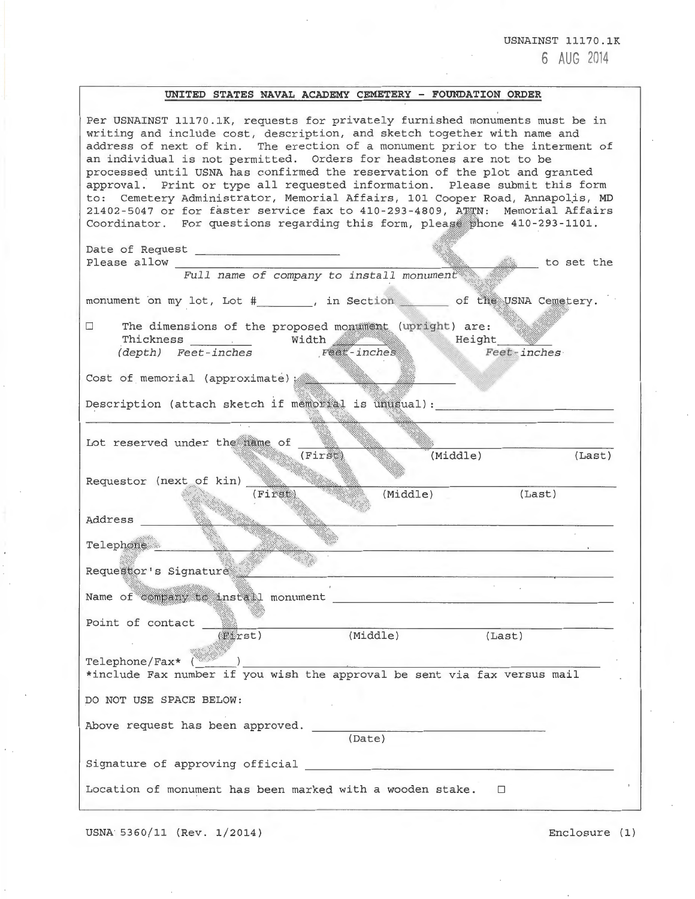USNAINST 11170.1K
6 AUG 2014

## UNITED STATES NAVAL ACADEMY CEMETERY - FOUNDATION ORDER

Per USNAINST 11170.1K, requests for privately furnished monuments must be in writing and include cost, description, and sketch together with name and address of next of kin. The erection of a monument prior to the interment of an individual is not permitted. Orders for headstones are not to be processed until USNA has confirmed the reservation of the plot and granted approval. Print or type all requested information. Please submit this form to: Cemetery Administrator, Memorial Affairs, 101 Cooper Road, Annapolis, MD 21402-5047 or for faster service fax to 410-293-4809, ATTN: Memorial Affairs Coordinator. For questions regarding this form, please phone 410-293-1101.

Date of Request ____________________

Please allow ________________________________________ to set the
*Full name of company to install monument*

monument on my lot, Lot #________, in Section _______ of the USNA Cemetery.

☐ The dimensions of the proposed monument (upright) are:
Thickness _________ *(depth) Feet-inches* Width _________ *Feet-inches* Height _________ *Feet-inches*

Cost of memorial (approximate): ____________________

Description (attach sketch if memorial is unusual): ____________________

Lot reserved under the name of ____________________
(First) (Middle) (Last)

Requestor (next of kin) ____________________
(First) (Middle) (Last)

Address ____________________

Telephone ____________________

Requestor's Signature ____________________

Name of company to install monument ____________________

Point of contact ____________________
(First) (Middle) (Last)

Telephone/Fax* (______) ____________________
*include Fax number if you wish the approval be sent via fax versus mail

DO NOT USE SPACE BELOW:

Above request has been approved. ____________________
(Date)

Signature of approving official ____________________

Location of monument has been marked with a wooden stake. ☐

SAMPLE

USNA 5360/11 (Rev. 1/2014)

Enclosure (1)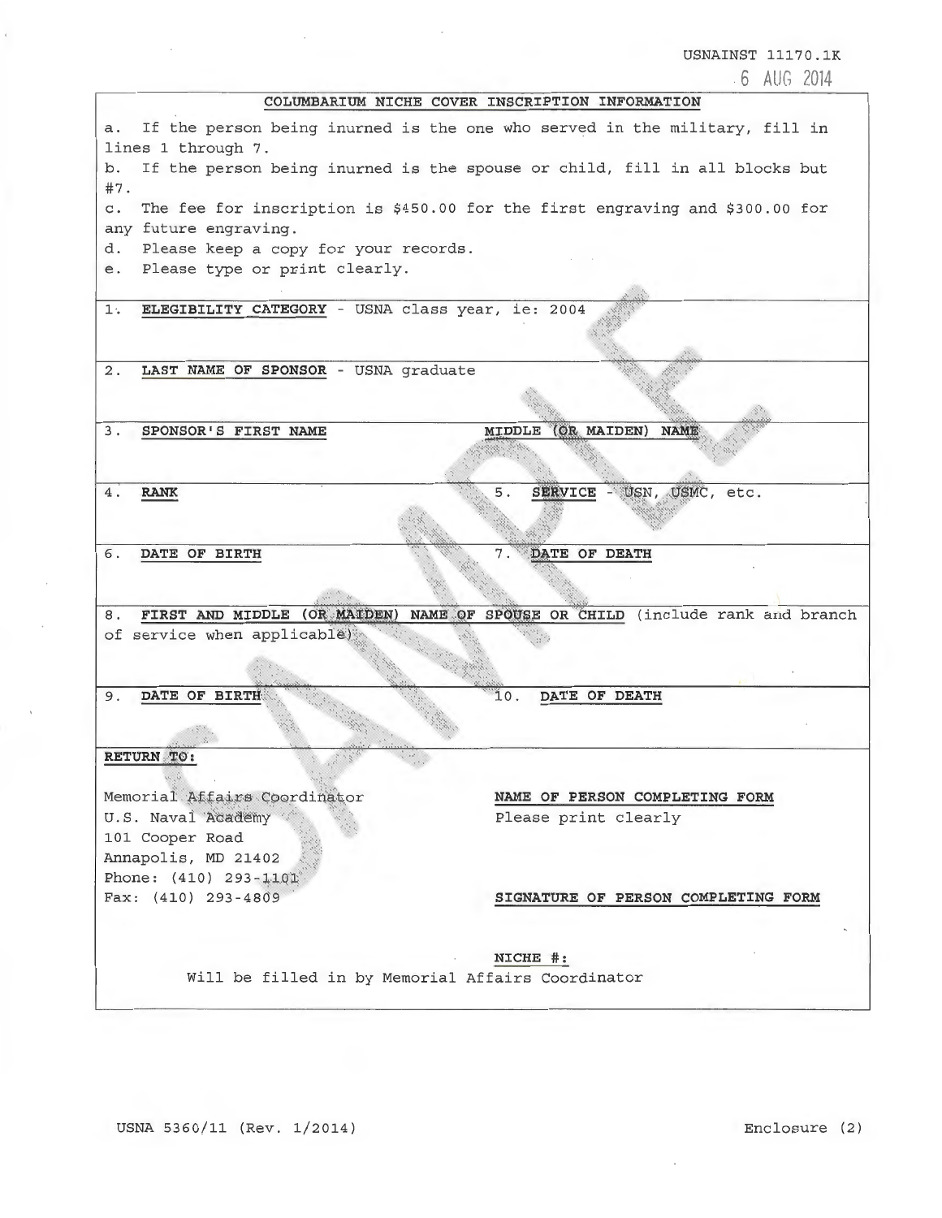USNAINST 11170.1K
6 AUG 2014

## COLUMBARIUM NICHE COVER INSCRIPTION INFORMATION

a. If the person being inurned is the one who served in the military, fill in lines 1 through 7.
b. If the person being inurned is the spouse or child, fill in all blocks but #7.
c. The fee for inscription is $450.00 for the first engraving and $300.00 for any future engraving.
d. Please keep a copy for your records.
e. Please type or print clearly.

| | |
|---|---|
| 1. **ELEGIBILITY CATEGORY** - USNA class year, ie: 2004 | |
| 2. **LAST NAME OF SPONSOR** - USNA graduate | |
| 3. **SPONSOR'S FIRST NAME** | **MIDDLE (OR MAIDEN) NAME** |
| 4. **RANK** | 5. **SERVICE** - USN, USMC, etc. |
| 6. **DATE OF BIRTH** | 7. **DATE OF DEATH** |
| 8. **FIRST AND MIDDLE (OR MAIDEN) NAME OF SPOUSE OR CHILD** (include rank and branch of service when applicable) | |
| 9. **DATE OF BIRTH** | 10. **DATE OF DEATH** |

**RETURN TO:**

Memorial Affairs Coordinator
U.S. Naval Academy
101 Cooper Road
Annapolis, MD 21402
Phone: (410) 293-1101
Fax: (410) 293-4809

**NAME OF PERSON COMPLETING FORM**
Please print clearly

**SIGNATURE OF PERSON COMPLETING FORM**

**NICHE #:**
Will be filled in by Memorial Affairs Coordinator

USNA 5360/11 (Rev. 1/2014)

Enclosure (2)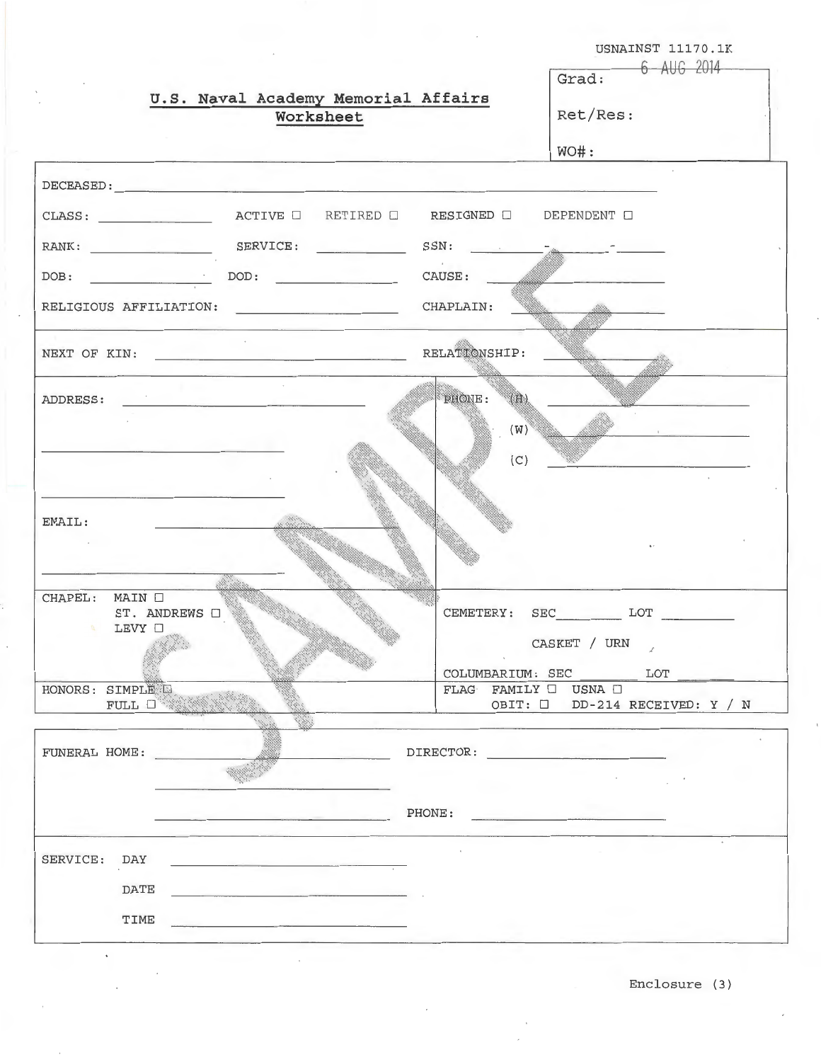USNAINST 11170.1K
6 AUG 2014

## U.S. Naval Academy Memorial Affairs Worksheet

Grad:

Ret/Res:

WO#:

DECEASED: ______________________________________________

CLASS: ____________ ACTIVE ☐ RETIRED ☐ RESIGNED ☐ DEPENDENT ☐

RANK: ____________ SERVICE: ____________ SSN: ______-______-______

DOB: ____________ DOD: ____________ CAUSE: ____________

RELIGIOUS AFFILIATION: ____________ CHAPLAIN: ____________

NEXT OF KIN: ______________________ RELATIONSHIP: ____________

ADDRESS: ______________________

______________________

______________________

PHONE: (H) ____________

(W) ____________

(C) ____________

EMAIL: ______________________

______________________

CHAPEL: MAIN ☐
ST. ANDREWS ☐
LEVY ☐

CEMETERY: SEC ________ LOT ________

CASKET / URN

COLUMBARIUM: SEC ________ LOT ________

HONORS: SIMPLE ☐
FULL ☐

FLAG FAMILY ☐ USNA ☐
OBIT: ☐ DD-214 RECEIVED: Y / N

FUNERAL HOME: ______________________ DIRECTOR: ____________

______________________

______________________ PHONE: ____________

SERVICE: DAY ______________________

DATE ______________________

TIME ______________________

Enclosure (3)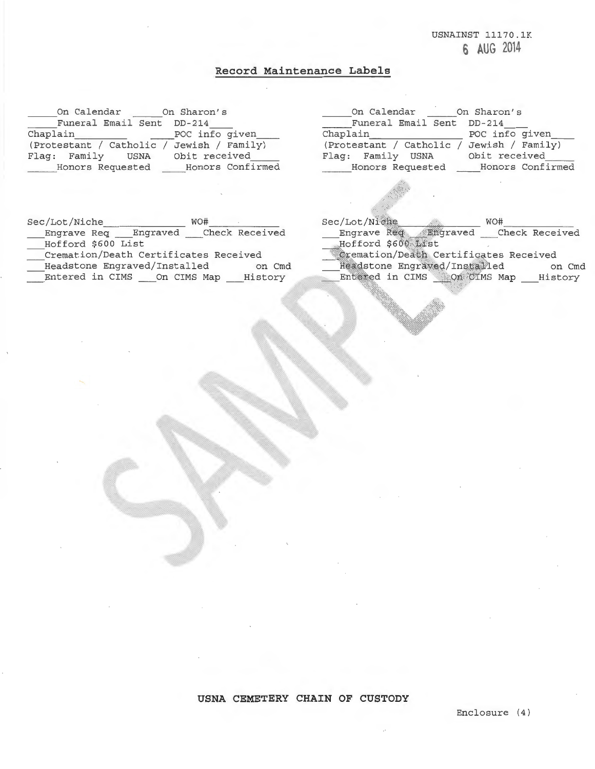USNAINST 11170.1K
6 AUG 2014

## Record Maintenance Labels

```
_____On Calendar _____On Sharon's
_____Funeral Email Sent  DD-214____
Chaplain_________  ____POC info given____
(Protestant / Catholic / Jewish / Family)
Flag: Family   USNA   Obit received_____
_____Honors Requested  ____Honors Confirmed
```

```
_____On Calendar _____On Sharon's
_____Funeral Email Sent  DD-214___
Chaplain_______________  POC info given____
(Protestant / Catholic / Jewish / Family)
Flag: Family  USNA    Obit received_____
_____Honors Requested  ____Honors Confirmed
```

```
Sec/Lot/Niche____________  WO#___________
___Engrave Req ___Engraved ___Check Received
___Hofford $600 List
___Cremation/Death Certificates Received
___Headstone Engraved/Installed       on Cmd
___Entered in CIMS ___On CIMS Map ___History
```

```
Sec/Lot/Niche_____________  WO#___________
___Engrave Req ___Engraved ___Check Received
___Hofford $600 List
___Cremation/Death Certificates Received
___Headstone Engraved/Installed       on Cmd
___Entered in CIMS ___On CIMS Map ___History
```

SAMPLE

**USNA CEMETERY CHAIN OF CUSTODY**

Enclosure (4)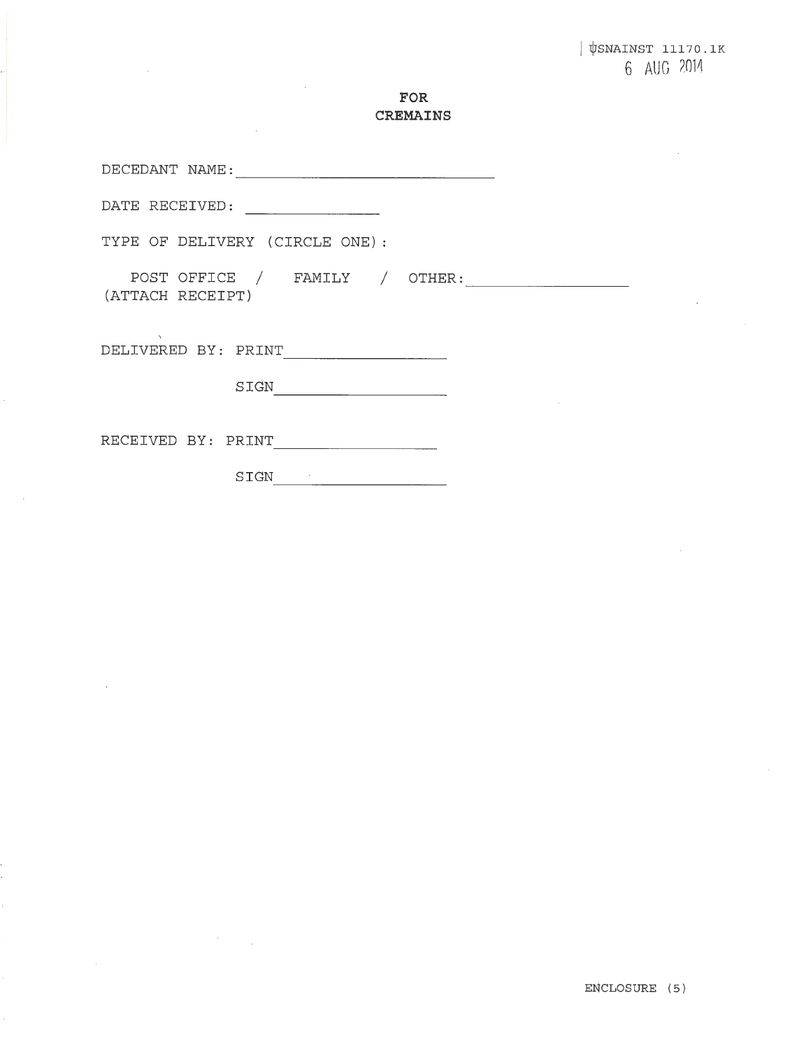USNAINST 11170.1K
6 AUG 2014

# FOR CREMAINS

DECEDANT NAME: ______________________________

DATE RECEIVED: ______________

TYPE OF DELIVERY (CIRCLE ONE):

POST OFFICE / FAMILY / OTHER: ________________
(ATTACH RECEIPT)

DELIVERED BY: PRINT ________________

SIGN ________________

RECEIVED BY: PRINT ________________

SIGN ________________

ENCLOSURE (5)